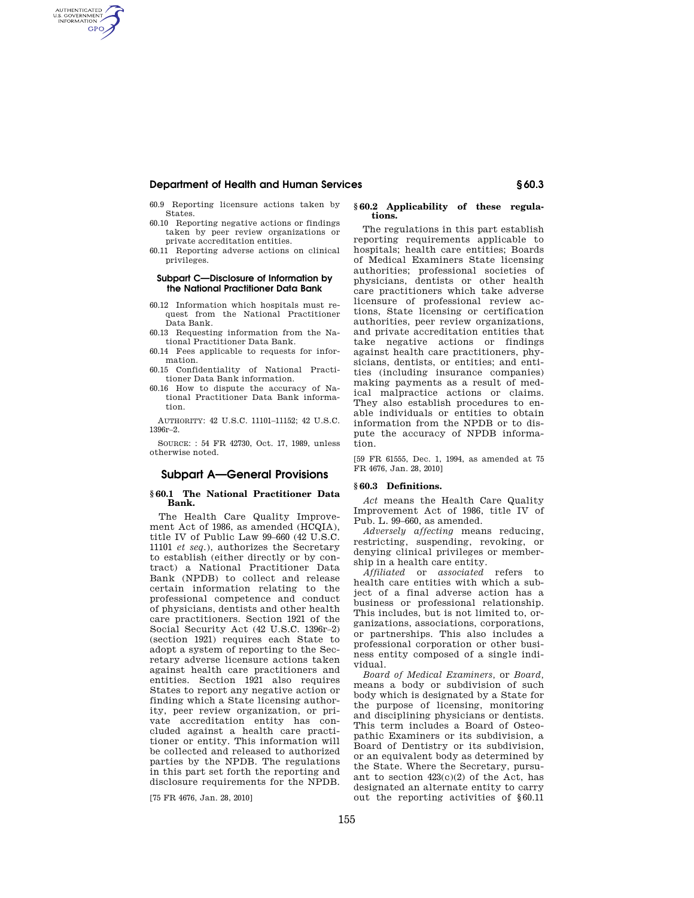60.9 Reporting licensure actions taken by States.
60.10 Reporting negative actions or findings taken by peer review organizations or private accreditation entities.
60.11 Reporting adverse actions on clinical privileges.

#### Subpart C—Disclosure of Information by the National Practitioner Data Bank

60.12 Information which hospitals must request from the National Practitioner Data Bank.
60.13 Requesting information from the National Practitioner Data Bank.
60.14 Fees applicable to requests for information.
60.15 Confidentiality of National Practitioner Data Bank information.
60.16 How to dispute the accuracy of National Practitioner Data Bank information.

AUTHORITY: 42 U.S.C. 11101–11152; 42 U.S.C. 1396r–2.

SOURCE: : 54 FR 42730, Oct. 17, 1989, unless otherwise noted.

## Subpart A—General Provisions

### § 60.1 The National Practitioner Data Bank.

The Health Care Quality Improvement Act of 1986, as amended (HCQIA), title IV of Public Law 99–660 (42 U.S.C. 11101 *et seq.*), authorizes the Secretary to establish (either directly or by contract) a National Practitioner Data Bank (NPDB) to collect and release certain information relating to the professional competence and conduct of physicians, dentists and other health care practitioners. Section 1921 of the Social Security Act (42 U.S.C. 1396r–2) (section 1921) requires each State to adopt a system of reporting to the Secretary adverse licensure actions taken against health care practitioners and entities. Section 1921 also requires States to report any negative action or finding which a State licensing authority, peer review organization, or private accreditation entity has concluded against a health care practitioner or entity. This information will be collected and released to authorized parties by the NPDB. The regulations in this part set forth the reporting and disclosure requirements for the NPDB.

[75 FR 4676, Jan. 28, 2010]

### § 60.2 Applicability of these regulations.

The regulations in this part establish reporting requirements applicable to hospitals; health care entities; Boards of Medical Examiners State licensing authorities; professional societies of physicians, dentists or other health care practitioners which take adverse licensure of professional review actions, State licensing or certification authorities, peer review organizations, and private accreditation entities that take negative actions or findings against health care practitioners, physicians, dentists, or entities; and entities (including insurance companies) making payments as a result of medical malpractice actions or claims. They also establish procedures to enable individuals or entities to obtain information from the NPDB or to dispute the accuracy of NPDB information.

[59 FR 61555, Dec. 1, 1994, as amended at 75 FR 4676, Jan. 28, 2010]

### § 60.3 Definitions.

*Act* means the Health Care Quality Improvement Act of 1986, title IV of Pub. L. 99–660, as amended.

*Adversely affecting* means reducing, restricting, suspending, revoking, or denying clinical privileges or membership in a health care entity.

*Affiliated* or *associated* refers to health care entities with which a subject of a final adverse action has a business or professional relationship. This includes, but is not limited to, organizations, associations, corporations, or partnerships. This also includes a professional corporation or other business entity composed of a single individual.

*Board of Medical Examiners,* or *Board,* means a body or subdivision of such body which is designated by a State for the purpose of licensing, monitoring and disciplining physicians or dentists. This term includes a Board of Osteopathic Examiners or its subdivision, a Board of Dentistry or its subdivision, or an equivalent body as determined by the State. Where the Secretary, pursuant to section 423(c)(2) of the Act, has designated an alternate entity to carry out the reporting activities of §60.11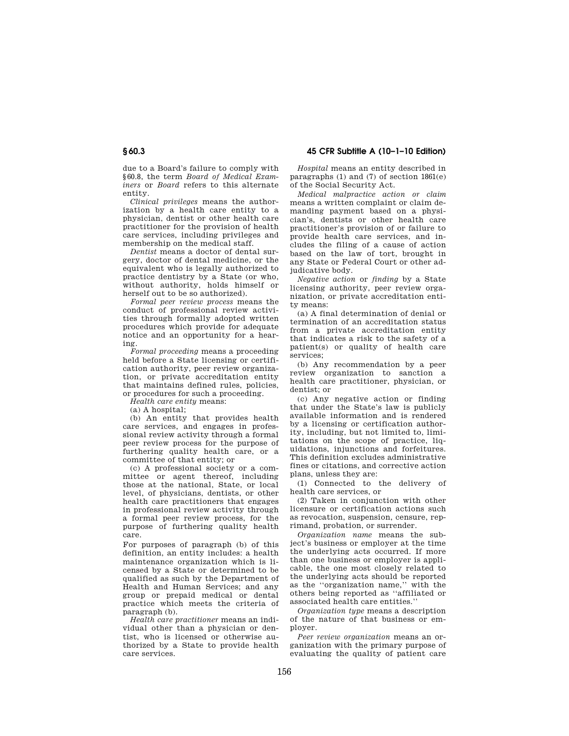due to a Board's failure to comply with §60.8, the term *Board of Medical Examiners* or *Board* refers to this alternate entity.

*Clinical privileges* means the authorization by a health care entity to a physician, dentist or other health care practitioner for the provision of health care services, including privileges and membership on the medical staff.

*Dentist* means a doctor of dental surgery, doctor of dental medicine, or the equivalent who is legally authorized to practice dentistry by a State (or who, without authority, holds himself or herself out to be so authorized).

*Formal peer review process* means the conduct of professional review activities through formally adopted written procedures which provide for adequate notice and an opportunity for a hearing.

*Formal proceeding* means a proceeding held before a State licensing or certification authority, peer review organization, or private accreditation entity that maintains defined rules, policies, or procedures for such a proceeding.

*Health care entity* means:

(a) A hospital;

(b) An entity that provides health care services, and engages in professional review activity through a formal peer review process for the purpose of furthering quality health care, or a committee of that entity; or

(c) A professional society or a committee or agent thereof, including those at the national, State, or local level, of physicians, dentists, or other health care practitioners that engages in professional review activity through a formal peer review process, for the purpose of furthering quality health care.

For purposes of paragraph (b) of this definition, an entity includes: a health maintenance organization which is licensed by a State or determined to be qualified as such by the Department of Health and Human Services; and any group or prepaid medical or dental practice which meets the criteria of paragraph (b).

*Health care practitioner* means an individual other than a physician or dentist, who is licensed or otherwise authorized by a State to provide health care services.

*Hospital* means an entity described in paragraphs (1) and (7) of section 1861(e) of the Social Security Act.

*Medical malpractice action or claim* means a written complaint or claim demanding payment based on a physician's, dentists or other health care practitioner's provision of or failure to provide health care services, and includes the filing of a cause of action based on the law of tort, brought in any State or Federal Court or other adjudicative body.

*Negative action* or *finding* by a State licensing authority, peer review organization, or private accreditation entity means:

(a) A final determination of denial or termination of an accreditation status from a private accreditation entity that indicates a risk to the safety of a patient(s) or quality of health care services;

(b) Any recommendation by a peer review organization to sanction a health care practitioner, physician, or dentist; or

(c) Any negative action or finding that under the State's law is publicly available information and is rendered by a licensing or certification authority, including, but not limited to, limitations on the scope of practice, liquidations, injunctions and forfeitures. This definition excludes administrative fines or citations, and corrective action plans, unless they are:

(1) Connected to the delivery of health care services, or

(2) Taken in conjunction with other licensure or certification actions such as revocation, suspension, censure, reprimand, probation, or surrender.

*Organization name* means the subject's business or employer at the time the underlying acts occurred. If more than one business or employer is applicable, the one most closely related to the underlying acts should be reported as the "organization name," with the others being reported as "affiliated or associated health care entities."

*Organization type* means a description of the nature of that business or employer.

*Peer review organization* means an organization with the primary purpose of evaluating the quality of patient care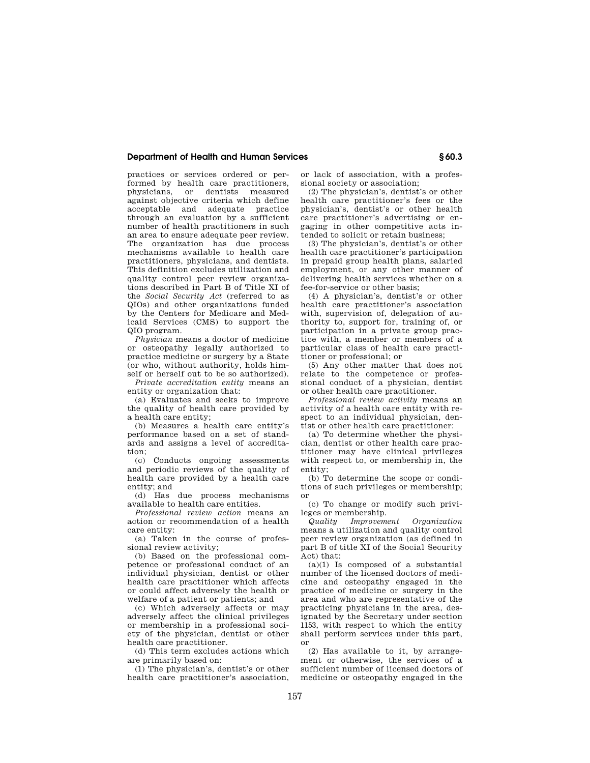practices or services ordered or performed by health care practitioners, physicians, or dentists measured against objective criteria which define acceptable and adequate practice through an evaluation by a sufficient number of health practitioners in such an area to ensure adequate peer review. The organization has due process mechanisms available to health care practitioners, physicians, and dentists. This definition excludes utilization and quality control peer review organizations described in Part B of Title XI of the *Social Security Act* (referred to as QIOs) and other organizations funded by the Centers for Medicare and Medicaid Services (CMS) to support the QIO program.

*Physician* means a doctor of medicine or osteopathy legally authorized to practice medicine or surgery by a State (or who, without authority, holds himself or herself out to be so authorized).

*Private accreditation entity* means an entity or organization that:

(a) Evaluates and seeks to improve the quality of health care provided by a health care entity;

(b) Measures a health care entity's performance based on a set of standards and assigns a level of accreditation;

(c) Conducts ongoing assessments and periodic reviews of the quality of health care provided by a health care entity; and

(d) Has due process mechanisms available to health care entities.

*Professional review action* means an action or recommendation of a health care entity:

(a) Taken in the course of professional review activity;

(b) Based on the professional competence or professional conduct of an individual physician, dentist or other health care practitioner which affects or could affect adversely the health or welfare of a patient or patients; and

(c) Which adversely affects or may adversely affect the clinical privileges or membership in a professional society of the physician, dentist or other health care practitioner.

(d) This term excludes actions which are primarily based on:

(1) The physician's, dentist's or other health care practitioner's association, or lack of association, with a professional society or association;

(2) The physician's, dentist's or other health care practitioner's fees or the physician's, dentist's or other health care practitioner's advertising or engaging in other competitive acts intended to solicit or retain business;

(3) The physician's, dentist's or other health care practitioner's participation in prepaid group health plans, salaried employment, or any other manner of delivering health services whether on a fee-for-service or other basis;

(4) A physician's, dentist's or other health care practitioner's association with, supervision of, delegation of authority to, support for, training of, or participation in a private group practice with, a member or members of a particular class of health care practitioner or professional; or

(5) Any other matter that does not relate to the competence or professional conduct of a physician, dentist or other health care practitioner.

*Professional review activity* means an activity of a health care entity with respect to an individual physician, dentist or other health care practitioner:

(a) To determine whether the physician, dentist or other health care practitioner may have clinical privileges with respect to, or membership in, the entity;

(b) To determine the scope or conditions of such privileges or membership; or

(c) To change or modify such privileges or membership.

*Quality Improvement Organization* means a utilization and quality control peer review organization (as defined in part B of title XI of the Social Security Act) that:

(a)(1) Is composed of a substantial number of the licensed doctors of medicine and osteopathy engaged in the practice of medicine or surgery in the area and who are representative of the practicing physicians in the area, designated by the Secretary under section 1153, with respect to which the entity shall perform services under this part, or

(2) Has available to it, by arrangement or otherwise, the services of a sufficient number of licensed doctors of medicine or osteopathy engaged in the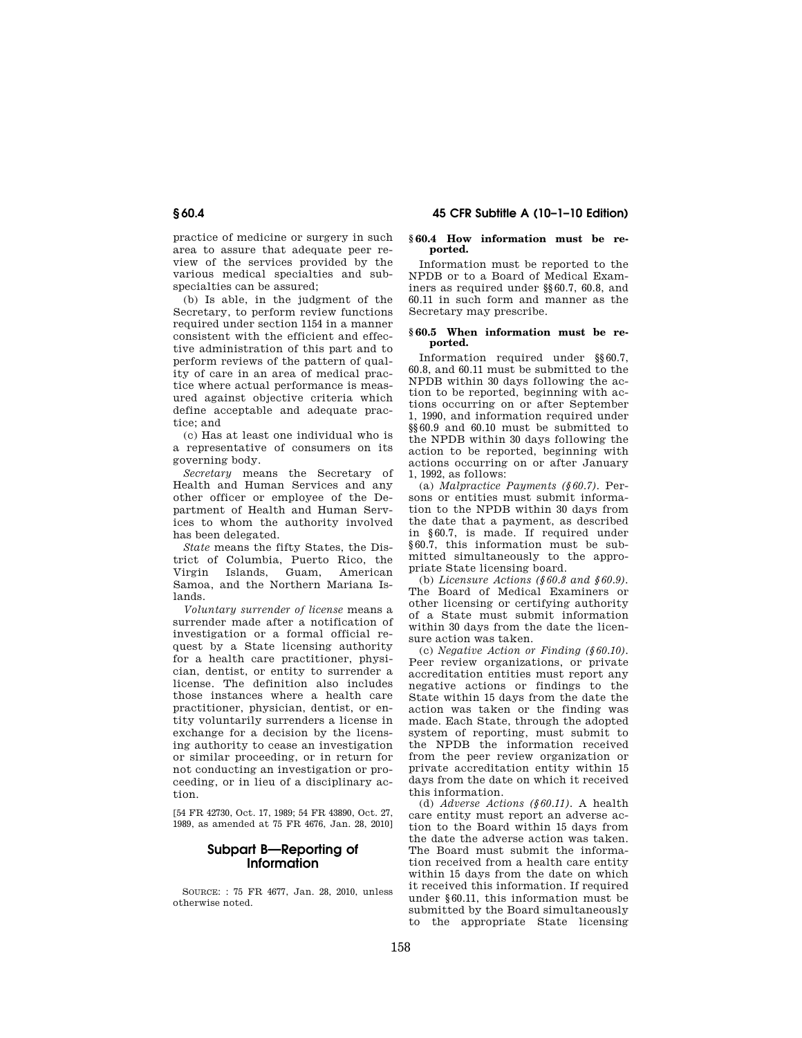practice of medicine or surgery in such area to assure that adequate peer review of the services provided by the various medical specialties and subspecialties can be assured;

(b) Is able, in the judgment of the Secretary, to perform review functions required under section 1154 in a manner consistent with the efficient and effective administration of this part and to perform reviews of the pattern of quality of care in an area of medical practice where actual performance is measured against objective criteria which define acceptable and adequate practice; and

(c) Has at least one individual who is a representative of consumers on its governing body.

*Secretary* means the Secretary of Health and Human Services and any other officer or employee of the Department of Health and Human Services to whom the authority involved has been delegated.

*State* means the fifty States, the District of Columbia, Puerto Rico, the Virgin Islands, Guam, American Samoa, and the Northern Mariana Islands.

*Voluntary surrender of license* means a surrender made after a notification of investigation or a formal official request by a State licensing authority for a health care practitioner, physician, dentist, or entity to surrender a license. The definition also includes those instances where a health care practitioner, physician, dentist, or entity voluntarily surrenders a license in exchange for a decision by the licensing authority to cease an investigation or similar proceeding, or in return for not conducting an investigation or proceeding, or in lieu of a disciplinary action.

[54 FR 42730, Oct. 17, 1989; 54 FR 43890, Oct. 27, 1989, as amended at 75 FR 4676, Jan. 28, 2010]

## Subpart B—Reporting of Information

SOURCE: : 75 FR 4677, Jan. 28, 2010, unless otherwise noted.

### § 60.4 How information must be reported.

Information must be reported to the NPDB or to a Board of Medical Examiners as required under §§ 60.7, 60.8, and 60.11 in such form and manner as the Secretary may prescribe.

### § 60.5 When information must be reported.

Information required under §§ 60.7, 60.8, and 60.11 must be submitted to the NPDB within 30 days following the action to be reported, beginning with actions occurring on or after September 1, 1990, and information required under §§ 60.9 and 60.10 must be submitted to the NPDB within 30 days following the action to be reported, beginning with actions occurring on or after January 1, 1992, as follows:

(a) *Malpractice Payments (§ 60.7).* Persons or entities must submit information to the NPDB within 30 days from the date that a payment, as described in § 60.7, is made. If required under § 60.7, this information must be submitted simultaneously to the appropriate State licensing board.

(b) *Licensure Actions (§ 60.8 and § 60.9).* The Board of Medical Examiners or other licensing or certifying authority of a State must submit information within 30 days from the date the licensure action was taken.

(c) *Negative Action or Finding (§ 60.10).* Peer review organizations, or private accreditation entities must report any negative actions or findings to the State within 15 days from the date the action was taken or the finding was made. Each State, through the adopted system of reporting, must submit to the NPDB the information received from the peer review organization or private accreditation entity within 15 days from the date on which it received this information.

(d) *Adverse Actions (§ 60.11).* A health care entity must report an adverse action to the Board within 15 days from the date the adverse action was taken. The Board must submit the information received from a health care entity within 15 days from the date on which it received this information. If required under § 60.11, this information must be submitted by the Board simultaneously to the appropriate State licensing